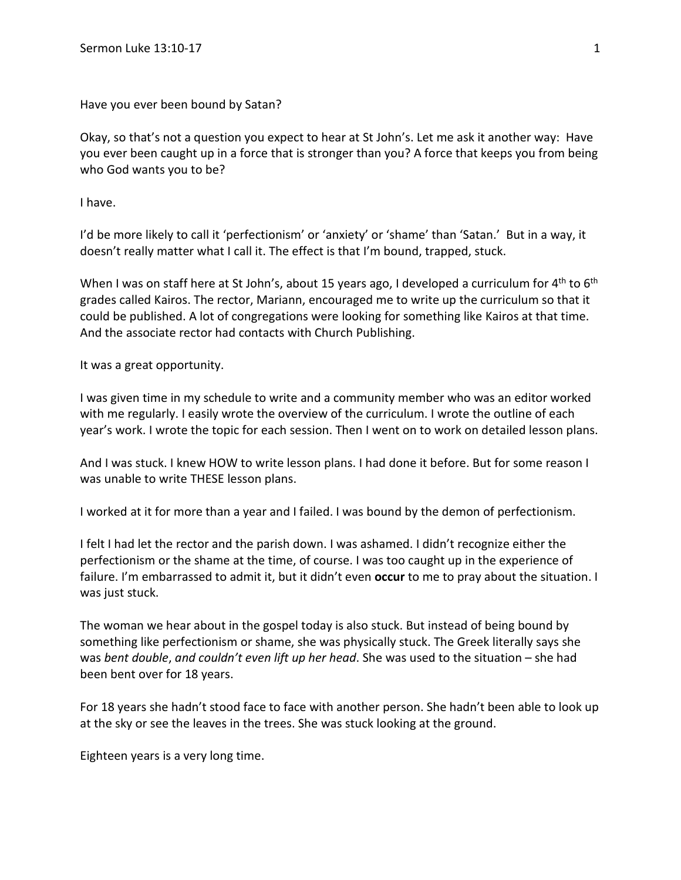Have you ever been bound by Satan?

Okay, so that's not a question you expect to hear at St John's. Let me ask it another way: Have you ever been caught up in a force that is stronger than you? A force that keeps you from being who God wants you to be?

I have.

I'd be more likely to call it 'perfectionism' or 'anxiety' or 'shame' than 'Satan.' But in a way, it doesn't really matter what I call it. The effect is that I'm bound, trapped, stuck.

When I was on staff here at St John's, about 15 years ago, I developed a curriculum for 4th to 6th grades called Kairos. The rector, Mariann, encouraged me to write up the curriculum so that it could be published. A lot of congregations were looking for something like Kairos at that time. And the associate rector had contacts with Church Publishing.

It was a great opportunity.

I was given time in my schedule to write and a community member who was an editor worked with me regularly. I easily wrote the overview of the curriculum. I wrote the outline of each year's work. I wrote the topic for each session. Then I went on to work on detailed lesson plans.

And I was stuck. I knew HOW to write lesson plans. I had done it before. But for some reason I was unable to write THESE lesson plans.

I worked at it for more than a year and I failed. I was bound by the demon of perfectionism.

I felt I had let the rector and the parish down. I was ashamed. I didn't recognize either the perfectionism or the shame at the time, of course. I was too caught up in the experience of failure. I'm embarrassed to admit it, but it didn't even **occur** to me to pray about the situation. I was just stuck.

The woman we hear about in the gospel today is also stuck. But instead of being bound by something like perfectionism or shame, she was physically stuck. The Greek literally says she was *bent double*, *and couldn't even lift up her head*. She was used to the situation – she had been bent over for 18 years.

For 18 years she hadn't stood face to face with another person. She hadn't been able to look up at the sky or see the leaves in the trees. She was stuck looking at the ground.

Eighteen years is a very long time.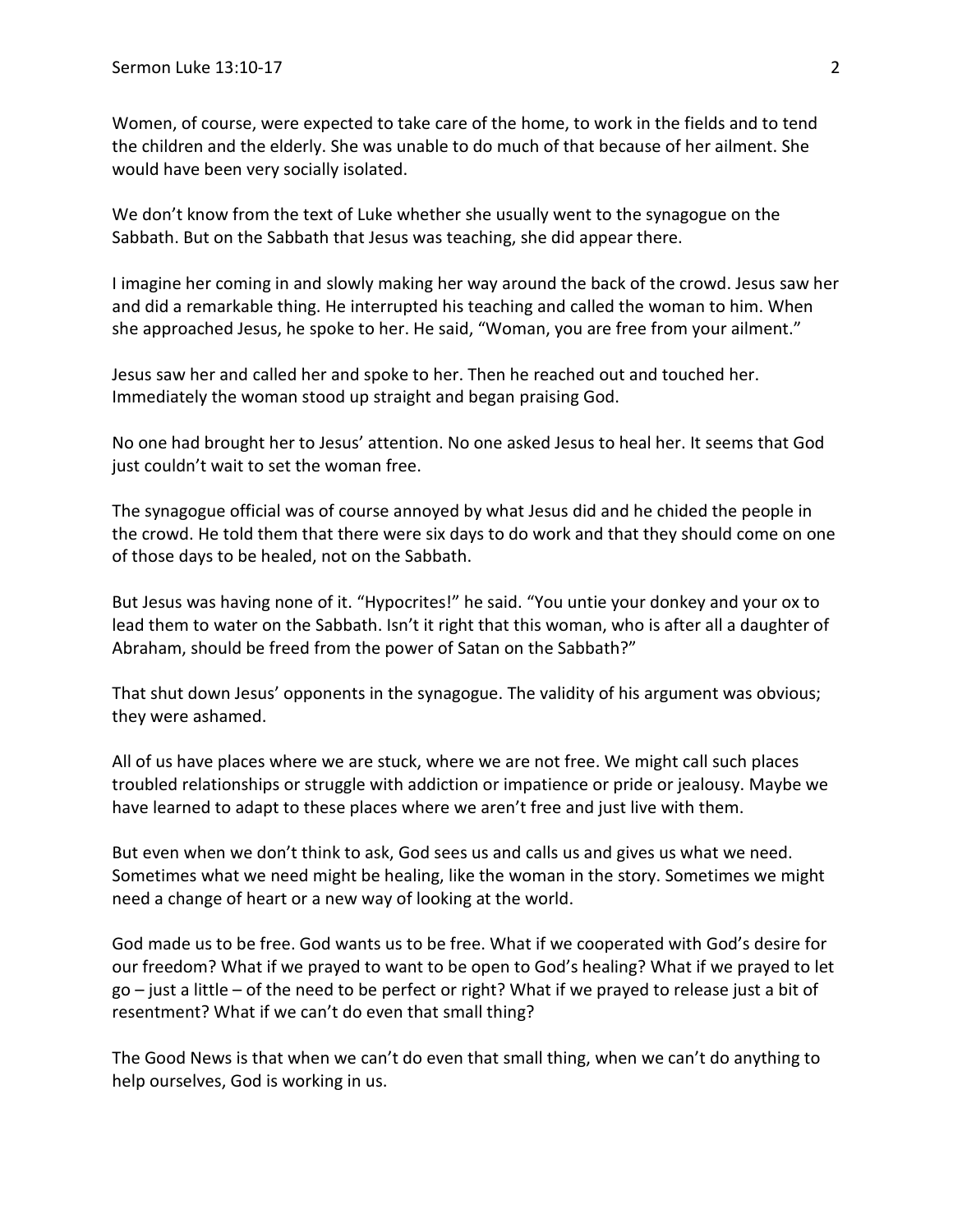Women, of course, were expected to take care of the home, to work in the fields and to tend the children and the elderly. She was unable to do much of that because of her ailment. She would have been very socially isolated.

We don't know from the text of Luke whether she usually went to the synagogue on the Sabbath. But on the Sabbath that Jesus was teaching, she did appear there.

I imagine her coming in and slowly making her way around the back of the crowd. Jesus saw her and did a remarkable thing. He interrupted his teaching and called the woman to him. When she approached Jesus, he spoke to her. He said, "Woman, you are free from your ailment."

Jesus saw her and called her and spoke to her. Then he reached out and touched her. Immediately the woman stood up straight and began praising God.

No one had brought her to Jesus' attention. No one asked Jesus to heal her. It seems that God just couldn't wait to set the woman free.

The synagogue official was of course annoyed by what Jesus did and he chided the people in the crowd. He told them that there were six days to do work and that they should come on one of those days to be healed, not on the Sabbath.

But Jesus was having none of it. "Hypocrites!" he said. "You untie your donkey and your ox to lead them to water on the Sabbath. Isn't it right that this woman, who is after all a daughter of Abraham, should be freed from the power of Satan on the Sabbath?"

That shut down Jesus' opponents in the synagogue. The validity of his argument was obvious; they were ashamed.

All of us have places where we are stuck, where we are not free. We might call such places troubled relationships or struggle with addiction or impatience or pride or jealousy. Maybe we have learned to adapt to these places where we aren't free and just live with them.

But even when we don't think to ask, God sees us and calls us and gives us what we need. Sometimes what we need might be healing, like the woman in the story. Sometimes we might need a change of heart or a new way of looking at the world.

God made us to be free. God wants us to be free. What if we cooperated with God's desire for our freedom? What if we prayed to want to be open to God's healing? What if we prayed to let go – just a little – of the need to be perfect or right? What if we prayed to release just a bit of resentment? What if we can't do even that small thing?

The Good News is that when we can't do even that small thing, when we can't do anything to help ourselves, God is working in us.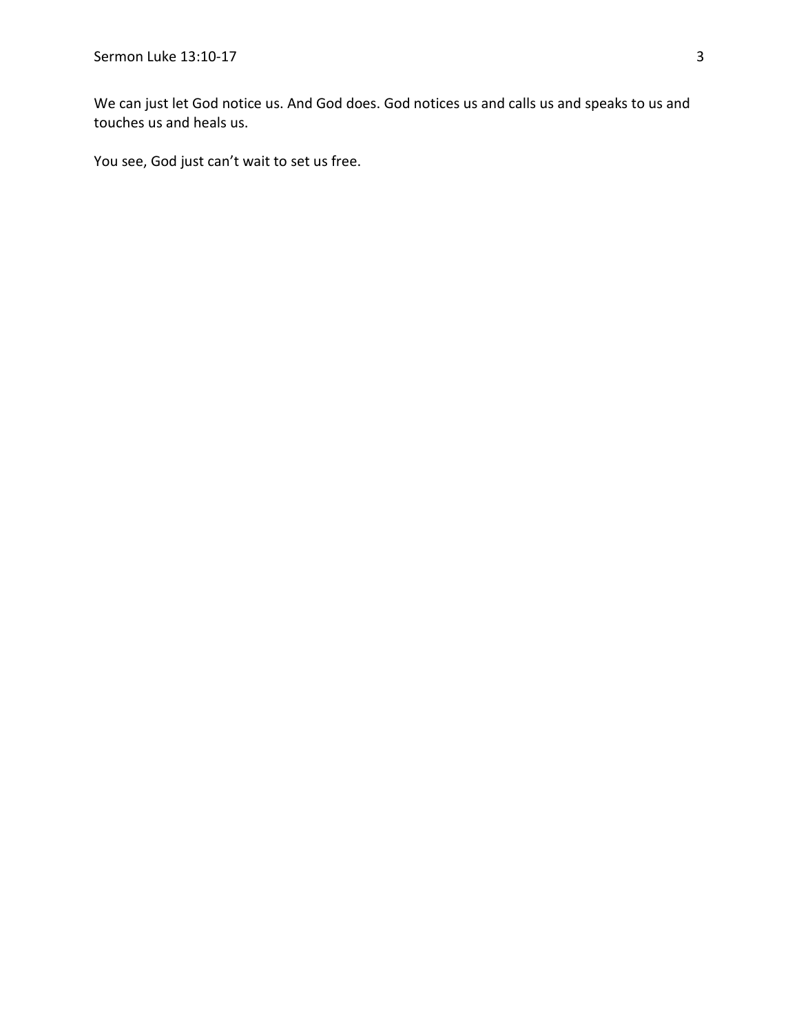We can just let God notice us. And God does. God notices us and calls us and speaks to us and touches us and heals us.

You see, God just can't wait to set us free.